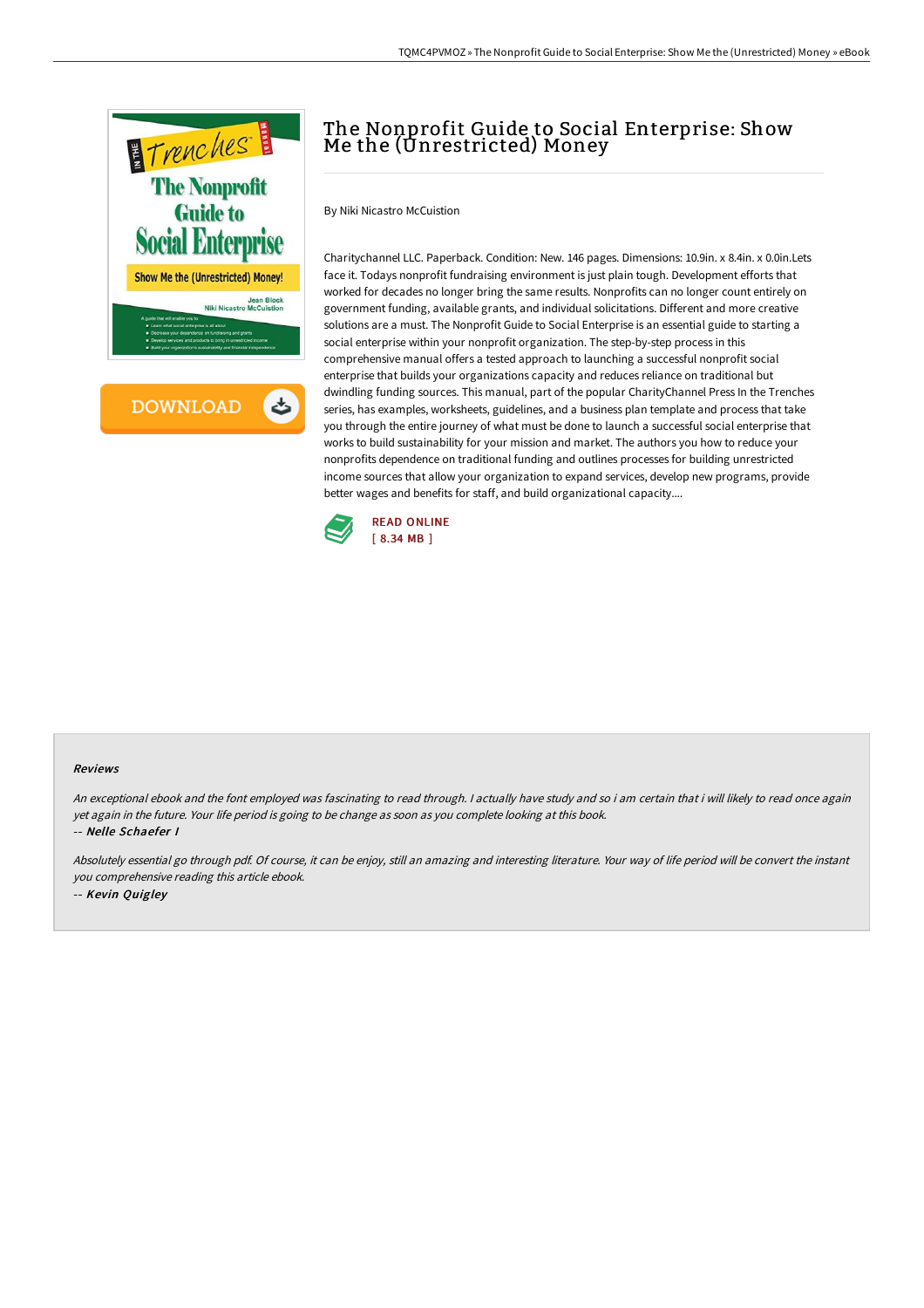# The Nonprofit Guide to Social Enterprise: Show Me the (Unrestricted) Money

By Niki Nicastro McCuistion

Charitychannel LLC. Paperback. Condition: New. 146 pages. Dimensions: 10.9in. x 8.4in. x 0.0in.Lets face it. Todays nonprofit fundraising environment is just plain tough. Development efforts that worked for decades no longer bring the same results. Nonprofits can no longer count entirely on government funding, available grants, and individual solicitations. Different and more creative solutions are a must. The Nonprofit Guide to Social Enterprise is an essential guide to starting a social enterprise within your nonprofit organization. The step-by-step process in this comprehensive manual offers a tested approach to launching a successful nonprofit social enterprise that builds your organizations capacity and reduces reliance on traditional but dwindling funding sources. This manual, part of the popular CharityChannel Press In the Trenches series, has examples, worksheets, guidelines, and a business plan template and process that take you through the entire journey of what must be done to launch a successful social enterprise that works to build sustainability for your mission and market. The authors you how to reduce your nonprofits dependence on traditional funding and outlines processes for building unrestricted income sources that allow your organization to expand services, develop new programs, provide better wages and benefits for staff, and build organizational capacity....

READ ONLINE
[ 8.34 MB ]

#### Reviews

*An exceptional ebook and the font employed was fascinating to read through. I actually have study and so i am certain that i will likely to read once again yet again in the future. Your life period is going to be change as soon as you complete looking at this book.*

*-- Nelle Schaefer I*

*Absolutely essential go through pdf. Of course, it can be enjoy, still an amazing and interesting literature. Your way of life period will be convert the instant you comprehensive reading this article ebook.*

*-- Kevin Quigley*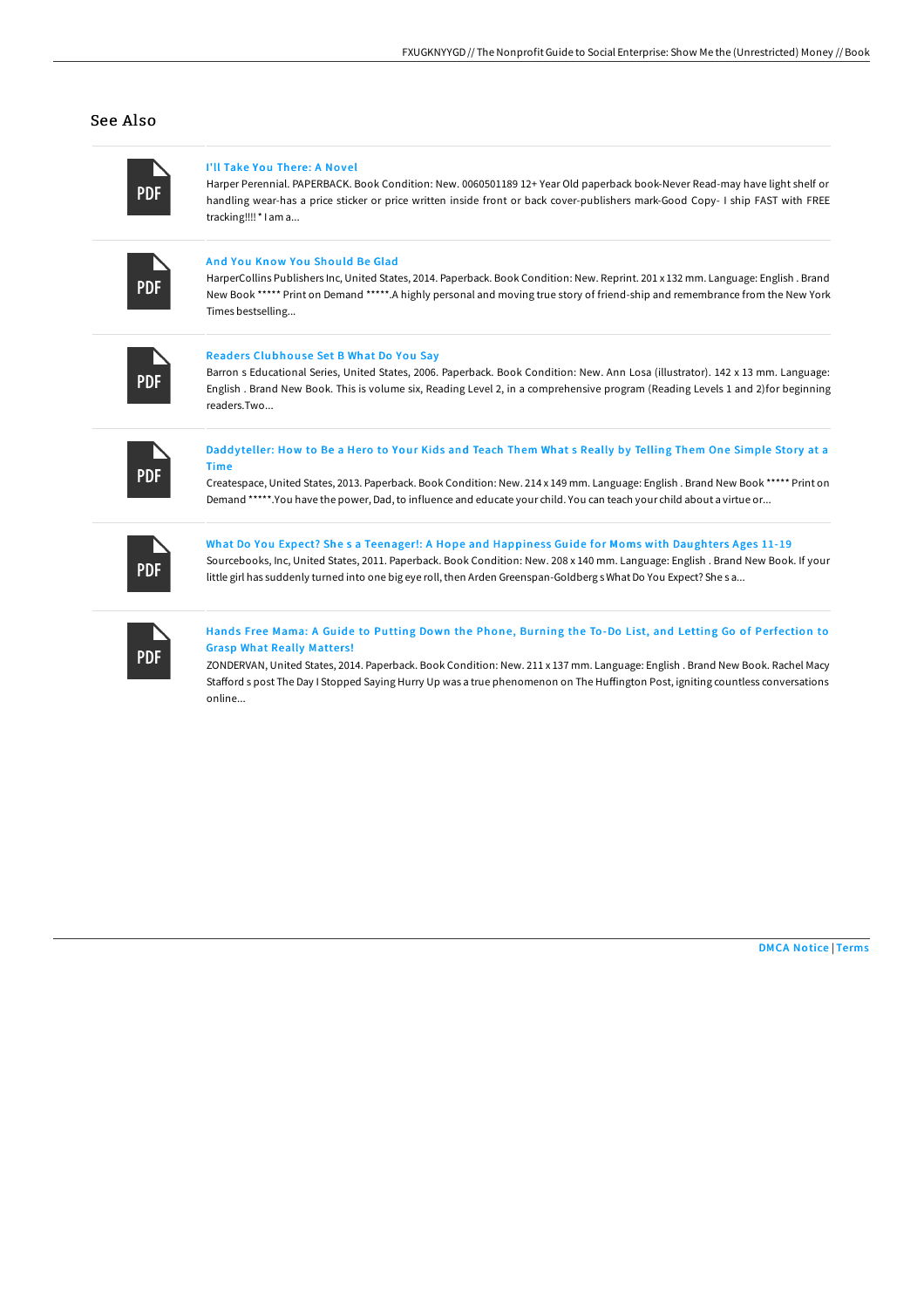## See Also

### I'll Take You There: A Novel

Harper Perennial. PAPERBACK. Book Condition: New. 0060501189 12+ Year Old paperback book-Never Read-may have light shelf or handling wear-has a price sticker or price written inside front or back cover-publishers mark-Good Copy- I ship FAST with FREE tracking!!!! * I am a...

### And You Know You Should Be Glad

HarperCollins Publishers Inc, United States, 2014. Paperback. Book Condition: New. Reprint. 201 x 132 mm. Language: English . Brand New Book ***** Print on Demand *****.A highly personal and moving true story of friend-ship and remembrance from the New York Times bestselling...

### Readers Clubhouse Set B What Do You Say

Barron s Educational Series, United States, 2006. Paperback. Book Condition: New. Ann Losa (illustrator). 142 x 13 mm. Language: English . Brand New Book. This is volume six, Reading Level 2, in a comprehensive program (Reading Levels 1 and 2)for beginning readers.Two...

### Daddyteller: How to Be a Hero to Your Kids and Teach Them What s Really by Telling Them One Simple Story at a Time

Createspace, United States, 2013. Paperback. Book Condition: New. 214 x 149 mm. Language: English . Brand New Book ***** Print on Demand *****.You have the power, Dad, to influence and educate your child. You can teach your child about a virtue or...

### What Do You Expect? She s a Teenager!: A Hope and Happiness Guide for Moms with Daughters Ages 11-19

Sourcebooks, Inc, United States, 2011. Paperback. Book Condition: New. 208 x 140 mm. Language: English . Brand New Book. If your little girl has suddenly turned into one big eye roll, then Arden Greenspan-Goldberg s What Do You Expect? She s a...

### Hands Free Mama: A Guide to Putting Down the Phone, Burning the To-Do List, and Letting Go of Perfection to Grasp What Really Matters!

ZONDERVAN, United States, 2014. Paperback. Book Condition: New. 211 x 137 mm. Language: English . Brand New Book. Rachel Macy Stafford s post The Day I Stopped Saying Hurry Up was a true phenomenon on The Huffington Post, igniting countless conversations online...